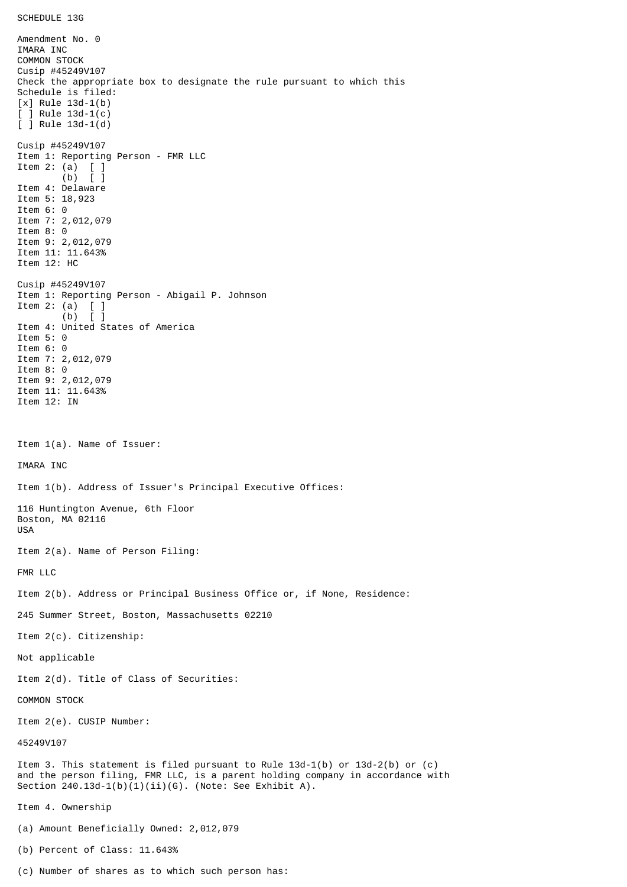SCHEDULE 13G

Amendment No. 0
IMARA INC
COMMON STOCK
Cusip #45249V107
Check the appropriate box to designate the rule pursuant to which this
Schedule is filed:
[x] Rule 13d-1(b)
[ ] Rule 13d-1(c)
[ ] Rule 13d-1(d)

Cusip #45249V107
Item 1: Reporting Person - FMR LLC
Item 2: (a) [ ]
(b) [ ]
Item 4: Delaware
Item 5: 18,923
Item 6: 0
Item 7: 2,012,079
Item 8: 0
Item 9: 2,012,079
Item 11: 11.643%
Item 12: HC

Cusip #45249V107
Item 1: Reporting Person - Abigail P. Johnson
Item 2: (a) [ ]
(b) [ ]
Item 4: United States of America
Item 5: 0
Item 6: 0
Item 7: 2,012,079
Item 8: 0
Item 9: 2,012,079
Item 11: 11.643%
Item 12: IN

Item 1(a). Name of Issuer:

IMARA INC

Item 1(b). Address of Issuer's Principal Executive Offices:

116 Huntington Avenue, 6th Floor
Boston, MA 02116
USA

Item 2(a). Name of Person Filing:

FMR LLC

Item 2(b). Address or Principal Business Office or, if None, Residence:

245 Summer Street, Boston, Massachusetts 02210

Item 2(c). Citizenship:

Not applicable

Item 2(d). Title of Class of Securities:

COMMON STOCK

Item 2(e). CUSIP Number:

45249V107

Item 3. This statement is filed pursuant to Rule 13d-1(b) or 13d-2(b) or (c) and the person filing, FMR LLC, is a parent holding company in accordance with Section 240.13d-1(b)(1)(ii)(G). (Note: See Exhibit A).

Item 4. Ownership

(a) Amount Beneficially Owned: 2,012,079

(b) Percent of Class: 11.643%

(c) Number of shares as to which such person has: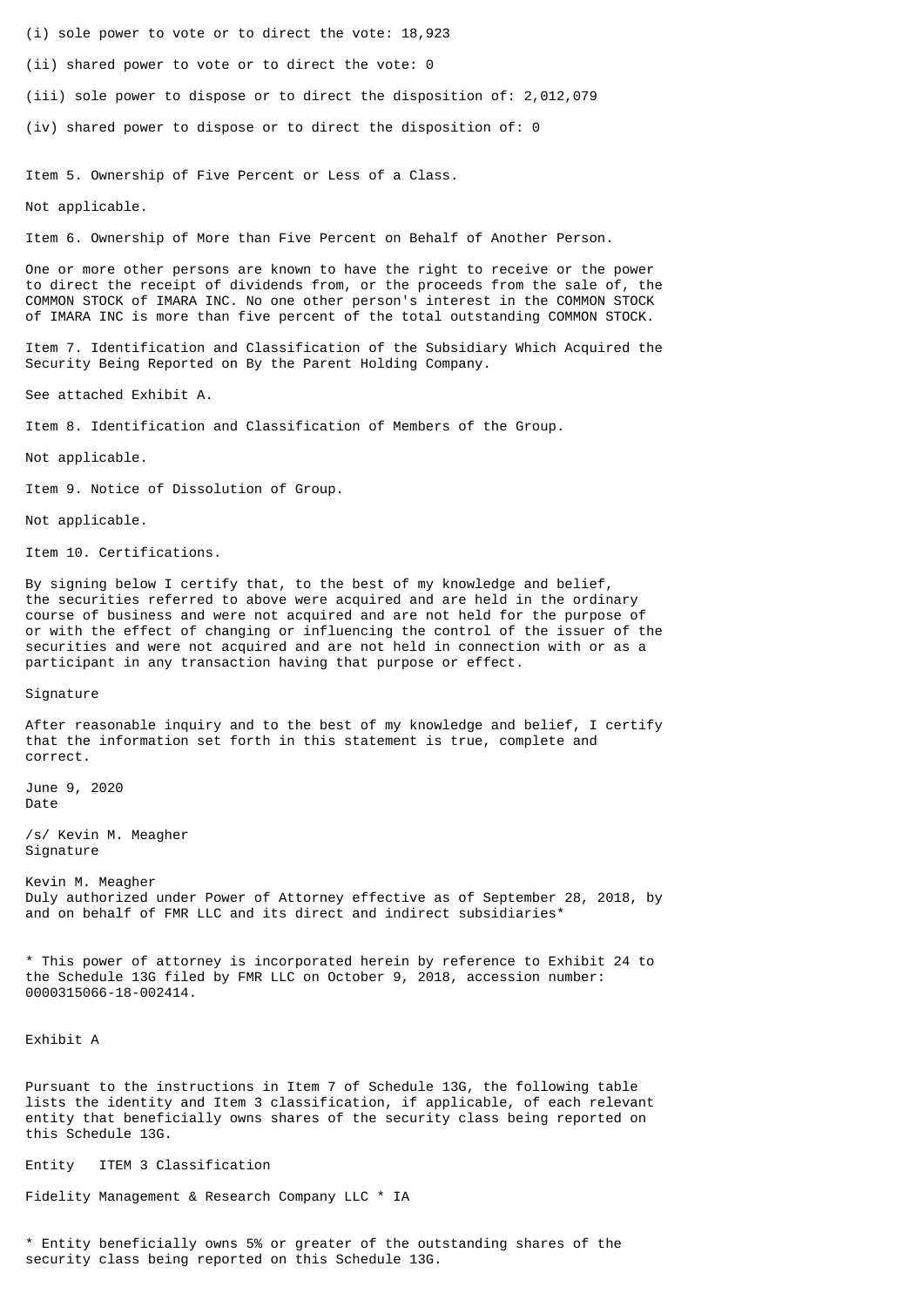(i) sole power to vote or to direct the vote: 18,923

(ii) shared power to vote or to direct the vote: 0

(iii) sole power to dispose or to direct the disposition of: 2,012,079

(iv) shared power to dispose or to direct the disposition of: 0

Item 5. Ownership of Five Percent or Less of a Class.

Not applicable.

Item 6. Ownership of More than Five Percent on Behalf of Another Person.

One or more other persons are known to have the right to receive or the power to direct the receipt of dividends from, or the proceeds from the sale of, the COMMON STOCK of IMARA INC. No one other person's interest in the COMMON STOCK of IMARA INC is more than five percent of the total outstanding COMMON STOCK.

Item 7. Identification and Classification of the Subsidiary Which Acquired the Security Being Reported on By the Parent Holding Company.

See attached Exhibit A.

Item 8. Identification and Classification of Members of the Group.

Not applicable.

Item 9. Notice of Dissolution of Group.

Not applicable.

Item 10. Certifications.

By signing below I certify that, to the best of my knowledge and belief, the securities referred to above were acquired and are held in the ordinary course of business and were not acquired and are not held for the purpose of or with the effect of changing or influencing the control of the issuer of the securities and were not acquired and are not held in connection with or as a participant in any transaction having that purpose or effect.

Signature

After reasonable inquiry and to the best of my knowledge and belief, I certify that the information set forth in this statement is true, complete and correct.

June 9, 2020
Date

/s/ Kevin M. Meagher
Signature

Kevin M. Meagher
Duly authorized under Power of Attorney effective as of September 28, 2018, by and on behalf of FMR LLC and its direct and indirect subsidiaries*

* This power of attorney is incorporated herein by reference to Exhibit 24 to the Schedule 13G filed by FMR LLC on October 9, 2018, accession number: 0000315066-18-002414.

Exhibit A

Pursuant to the instructions in Item 7 of Schedule 13G, the following table lists the identity and Item 3 classification, if applicable, of each relevant entity that beneficially owns shares of the security class being reported on this Schedule 13G.

| Entity | ITEM 3 Classification |
| --- | --- |
| Fidelity Management & Research Company LLC * | IA |

* Entity beneficially owns 5% or greater of the outstanding shares of the security class being reported on this Schedule 13G.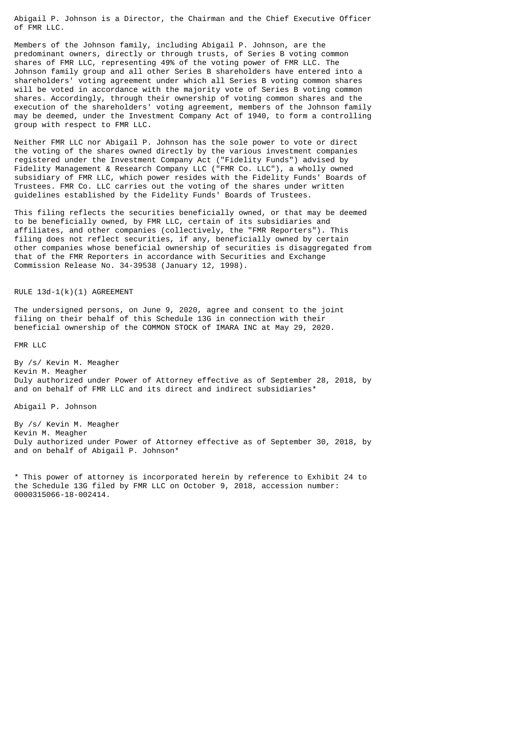Abigail P. Johnson is a Director, the Chairman and the Chief Executive Officer of FMR LLC.

Members of the Johnson family, including Abigail P. Johnson, are the predominant owners, directly or through trusts, of Series B voting common shares of FMR LLC, representing 49% of the voting power of FMR LLC. The Johnson family group and all other Series B shareholders have entered into a shareholders' voting agreement under which all Series B voting common shares will be voted in accordance with the majority vote of Series B voting common shares. Accordingly, through their ownership of voting common shares and the execution of the shareholders' voting agreement, members of the Johnson family may be deemed, under the Investment Company Act of 1940, to form a controlling group with respect to FMR LLC.

Neither FMR LLC nor Abigail P. Johnson has the sole power to vote or direct the voting of the shares owned directly by the various investment companies registered under the Investment Company Act ("Fidelity Funds") advised by Fidelity Management & Research Company LLC ("FMR Co. LLC"), a wholly owned subsidiary of FMR LLC, which power resides with the Fidelity Funds' Boards of Trustees. FMR Co. LLC carries out the voting of the shares under written guidelines established by the Fidelity Funds' Boards of Trustees.

This filing reflects the securities beneficially owned, or that may be deemed to be beneficially owned, by FMR LLC, certain of its subsidiaries and affiliates, and other companies (collectively, the "FMR Reporters"). This filing does not reflect securities, if any, beneficially owned by certain other companies whose beneficial ownership of securities is disaggregated from that of the FMR Reporters in accordance with Securities and Exchange Commission Release No. 34-39538 (January 12, 1998).

RULE 13d-1(k)(1) AGREEMENT

The undersigned persons, on June 9, 2020, agree and consent to the joint filing on their behalf of this Schedule 13G in connection with their beneficial ownership of the COMMON STOCK of IMARA INC at May 29, 2020.

FMR LLC

By /s/ Kevin M. Meagher
Kevin M. Meagher
Duly authorized under Power of Attorney effective as of September 28, 2018, by and on behalf of FMR LLC and its direct and indirect subsidiaries*

Abigail P. Johnson

By /s/ Kevin M. Meagher
Kevin M. Meagher
Duly authorized under Power of Attorney effective as of September 30, 2018, by and on behalf of Abigail P. Johnson*

* This power of attorney is incorporated herein by reference to Exhibit 24 to the Schedule 13G filed by FMR LLC on October 9, 2018, accession number: 0000315066-18-002414.